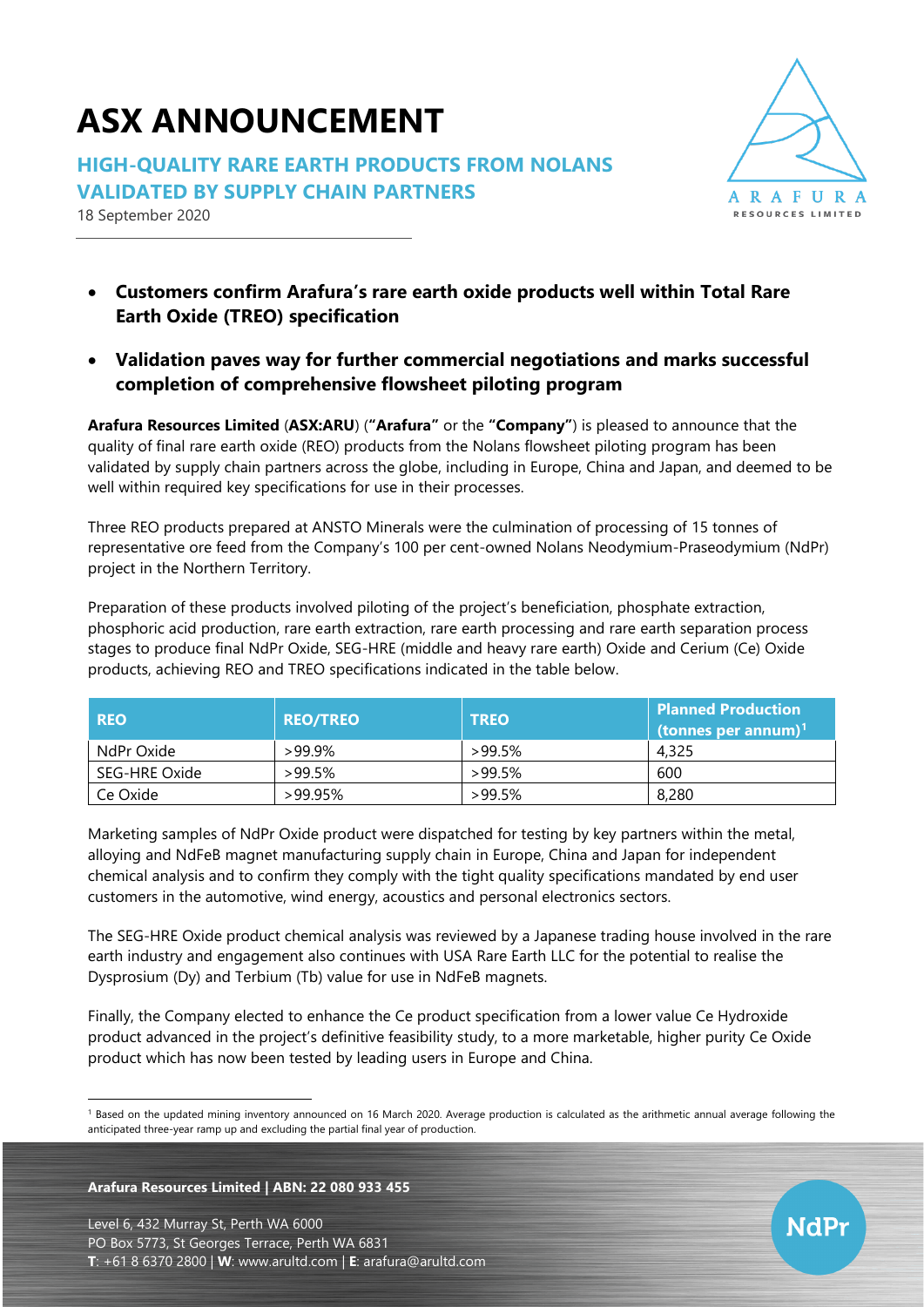# ASX ANNOUNCEMENT

## HIGH-QUALITY RARE EARTH PRODUCTS FROM NOLANS VALIDATED BY SUPPLY CHAIN PARTNERS

18 September 2020

- **Customers confirm Arafura's rare earth oxide products well within Total Rare Earth Oxide (TREO) specification**
- **Validation paves way for further commercial negotiations and marks successful completion of comprehensive flowsheet piloting program**

**Arafura Resources Limited** (**ASX:ARU**) (**"Arafura"** or the **"Company"**) is pleased to announce that the quality of final rare earth oxide (REO) products from the Nolans flowsheet piloting program has been validated by supply chain partners across the globe, including in Europe, China and Japan, and deemed to be well within required key specifications for use in their processes.

Three REO products prepared at ANSTO Minerals were the culmination of processing of 15 tonnes of representative ore feed from the Company's 100 per cent-owned Nolans Neodymium-Praseodymium (NdPr) project in the Northern Territory.

Preparation of these products involved piloting of the project's beneficiation, phosphate extraction, phosphoric acid production, rare earth extraction, rare earth processing and rare earth separation process stages to produce final NdPr Oxide, SEG-HRE (middle and heavy rare earth) Oxide and Cerium (Ce) Oxide products, achieving REO and TREO specifications indicated in the table below.

| REO | REO/TREO | TREO | Planned Production (tonnes per annum)[1] |
|---|---|---|---|
| NdPr Oxide | >99.9% | >99.5% | 4,325 |
| SEG-HRE Oxide | >99.5% | >99.5% | 600 |
| Ce Oxide | >99.95% | >99.5% | 8,280 |

Marketing samples of NdPr Oxide product were dispatched for testing by key partners within the metal, alloying and NdFeB magnet manufacturing supply chain in Europe, China and Japan for independent chemical analysis and to confirm they comply with the tight quality specifications mandated by end user customers in the automotive, wind energy, acoustics and personal electronics sectors.

The SEG-HRE Oxide product chemical analysis was reviewed by a Japanese trading house involved in the rare earth industry and engagement also continues with USA Rare Earth LLC for the potential to realise the Dysprosium (Dy) and Terbium (Tb) value for use in NdFeB magnets.

Finally, the Company elected to enhance the Ce product specification from a lower value Ce Hydroxide product advanced in the project's definitive feasibility study, to a more marketable, higher purity Ce Oxide product which has now been tested by leading users in Europe and China.

[1] Based on the updated mining inventory announced on 16 March 2020. Average production is calculated as the arithmetic annual average following the anticipated three-year ramp up and excluding the partial final year of production.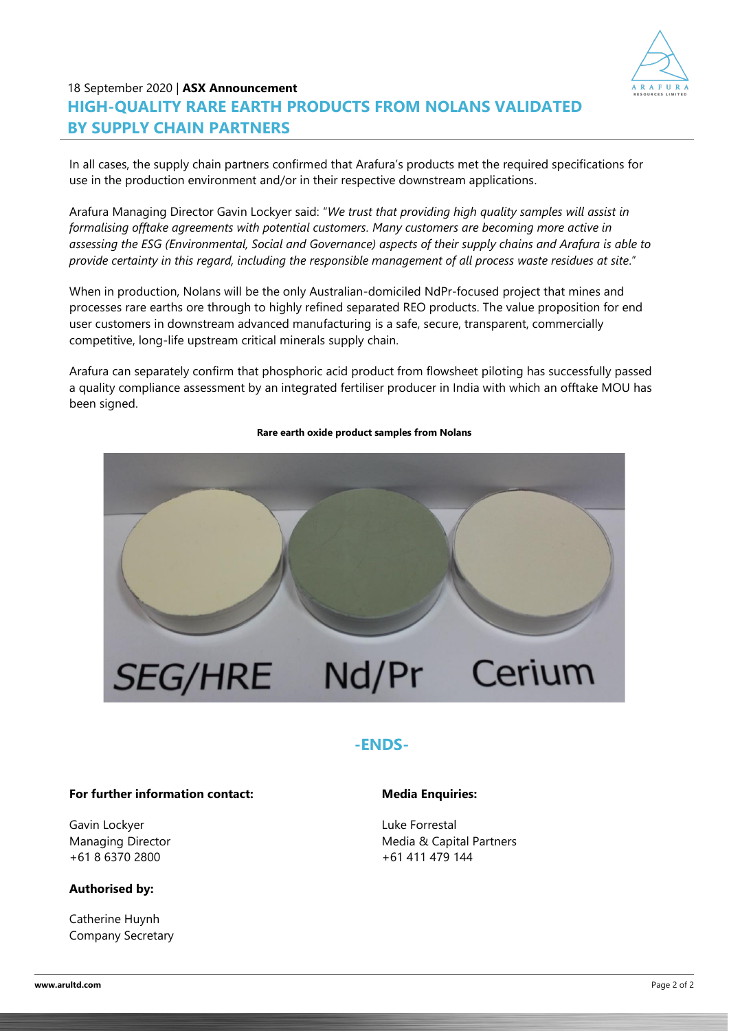18 September 2020 | **ASX Announcement**

# HIGH-QUALITY RARE EARTH PRODUCTS FROM NOLANS VALIDATED BY SUPPLY CHAIN PARTNERS

In all cases, the supply chain partners confirmed that Arafura's products met the required specifications for use in the production environment and/or in their respective downstream applications.

Arafura Managing Director Gavin Lockyer said: "*We trust that providing high quality samples will assist in formalising offtake agreements with potential customers. Many customers are becoming more active in assessing the ESG (Environmental, Social and Governance) aspects of their supply chains and Arafura is able to provide certainty in this regard, including the responsible management of all process waste residues at site.*"

When in production, Nolans will be the only Australian-domiciled NdPr-focused project that mines and processes rare earths ore through to highly refined separated REO products. The value proposition for end user customers in downstream advanced manufacturing is a safe, secure, transparent, commercially competitive, long-life upstream critical minerals supply chain.

Arafura can separately confirm that phosphoric acid product from flowsheet piloting has successfully passed a quality compliance assessment by an integrated fertiliser producer in India with which an offtake MOU has been signed.

**Rare earth oxide product samples from Nolans**

SEG/HRE Nd/Pr Cerium

**-ENDS-**

**For further information contact:**

Gavin Lockyer
Managing Director
+61 8 6370 2800

**Media Enquiries:**

Luke Forrestal
Media & Capital Partners
+61 411 479 144

**Authorised by:**

Catherine Huynh
Company Secretary

www.arultd.com